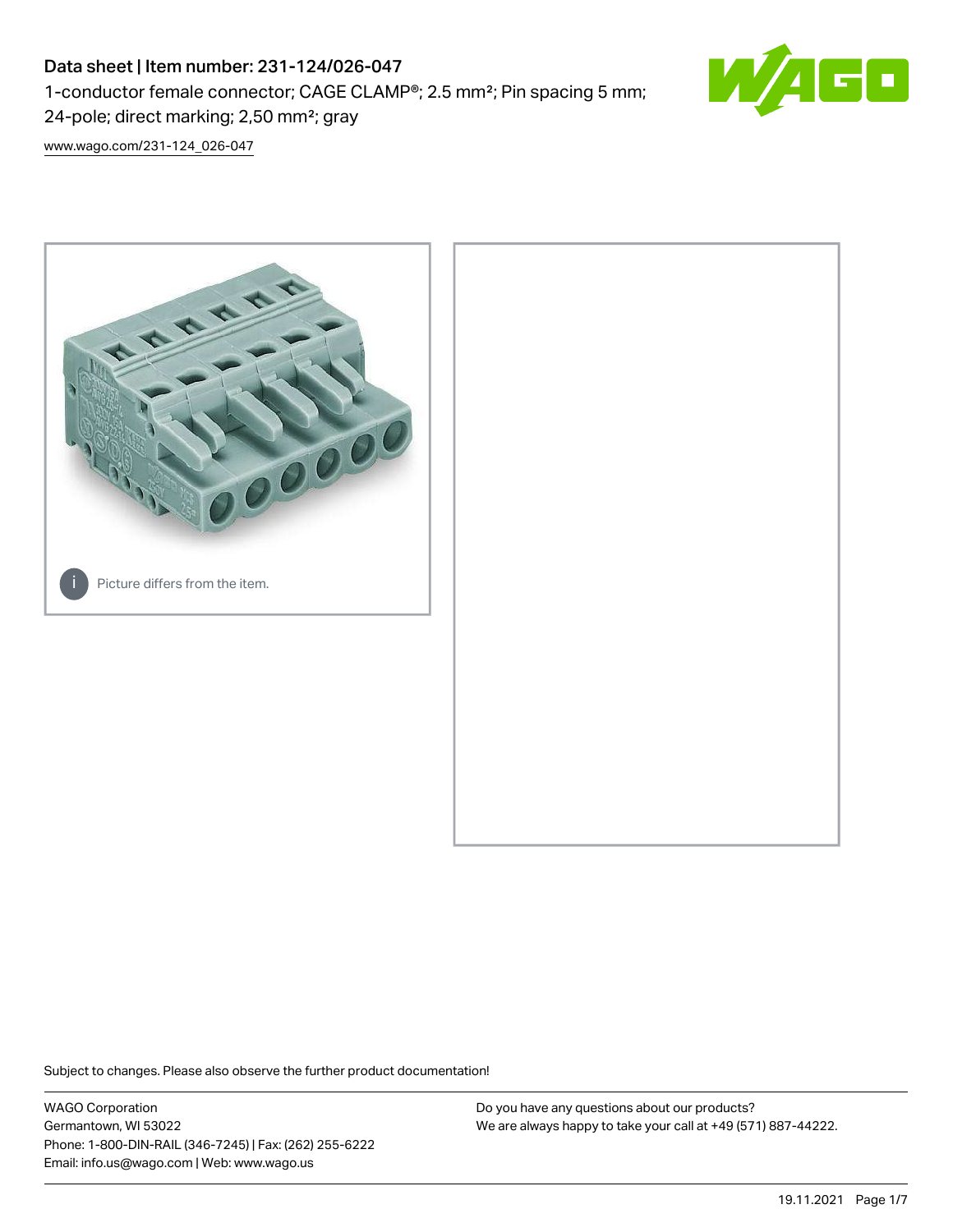# Data sheet | Item number: 231-124/026-047

1-conductor female connector; CAGE CLAMP®; 2.5 mm²; Pin spacing 5 mm; 24-pole; direct marking; 2,50 mm²; gray

www.wago.com/231-124_026-047

Picture differs from the item.

Subject to changes. Please also observe the further product documentation!

WAGO Corporation
Germantown, WI 53022
Phone: 1-800-DIN-RAIL (346-7245) | Fax: (262) 255-6222
Email: info.us@wago.com | Web: www.wago.us

Do you have any questions about our products?
We are always happy to take your call at +49 (571) 887-44222.

19.11.2021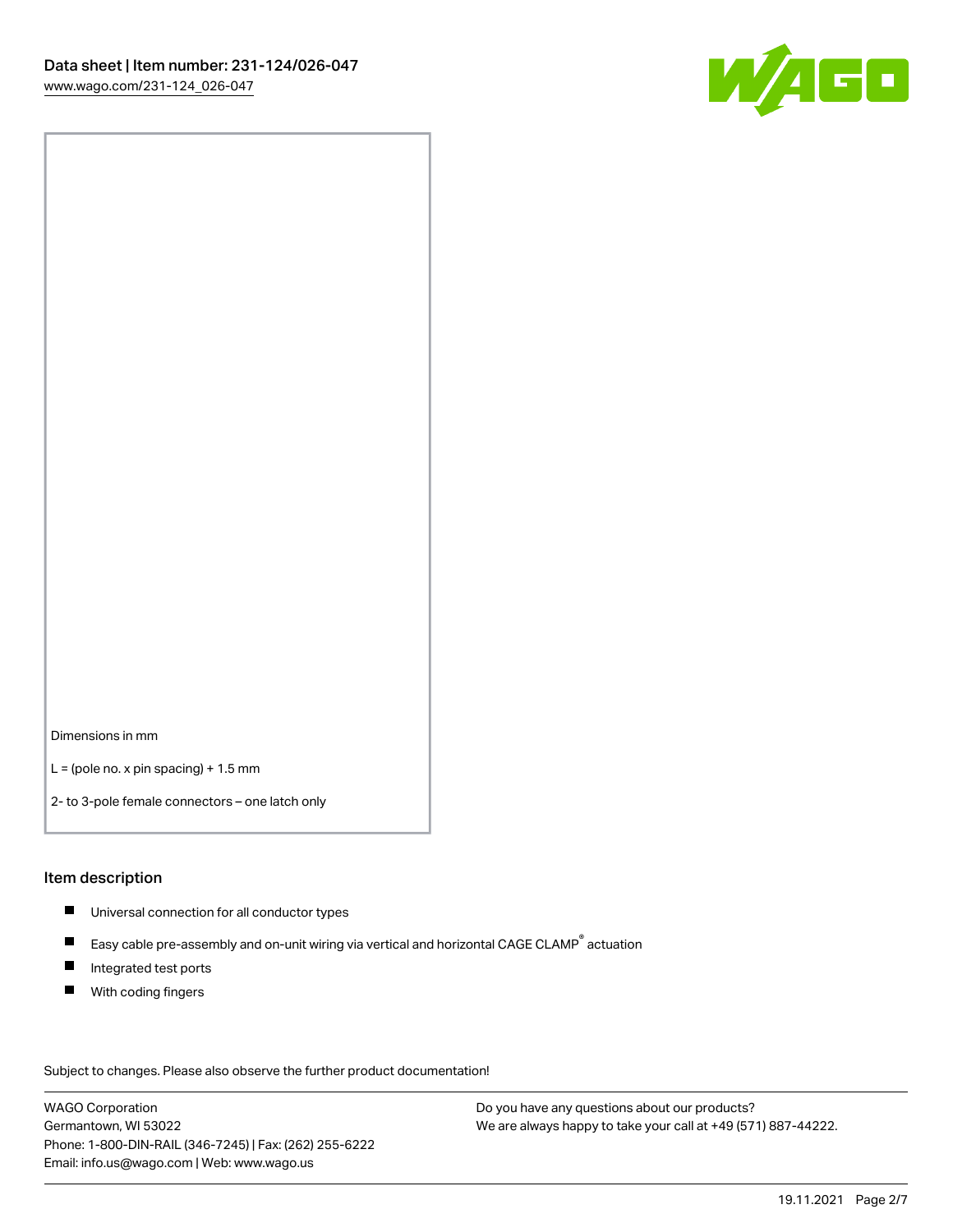Dimensions in mm

L = (pole no. x pin spacing) + 1.5 mm

2- to 3-pole female connectors – one latch only

## Item description

- Universal connection for all conductor types
- Easy cable pre-assembly and on-unit wiring via vertical and horizontal CAGE CLAMP® actuation
- Integrated test ports
- With coding fingers

Subject to changes. Please also observe the further product documentation!

WAGO Corporation
Germantown, WI 53022
Phone: 1-800-DIN-RAIL (346-7245) | Fax: (262) 255-6222
Email: info.us@wago.com | Web: www.wago.us

Do you have any questions about our products?
We are always happy to take your call at +49 (571) 887-44222.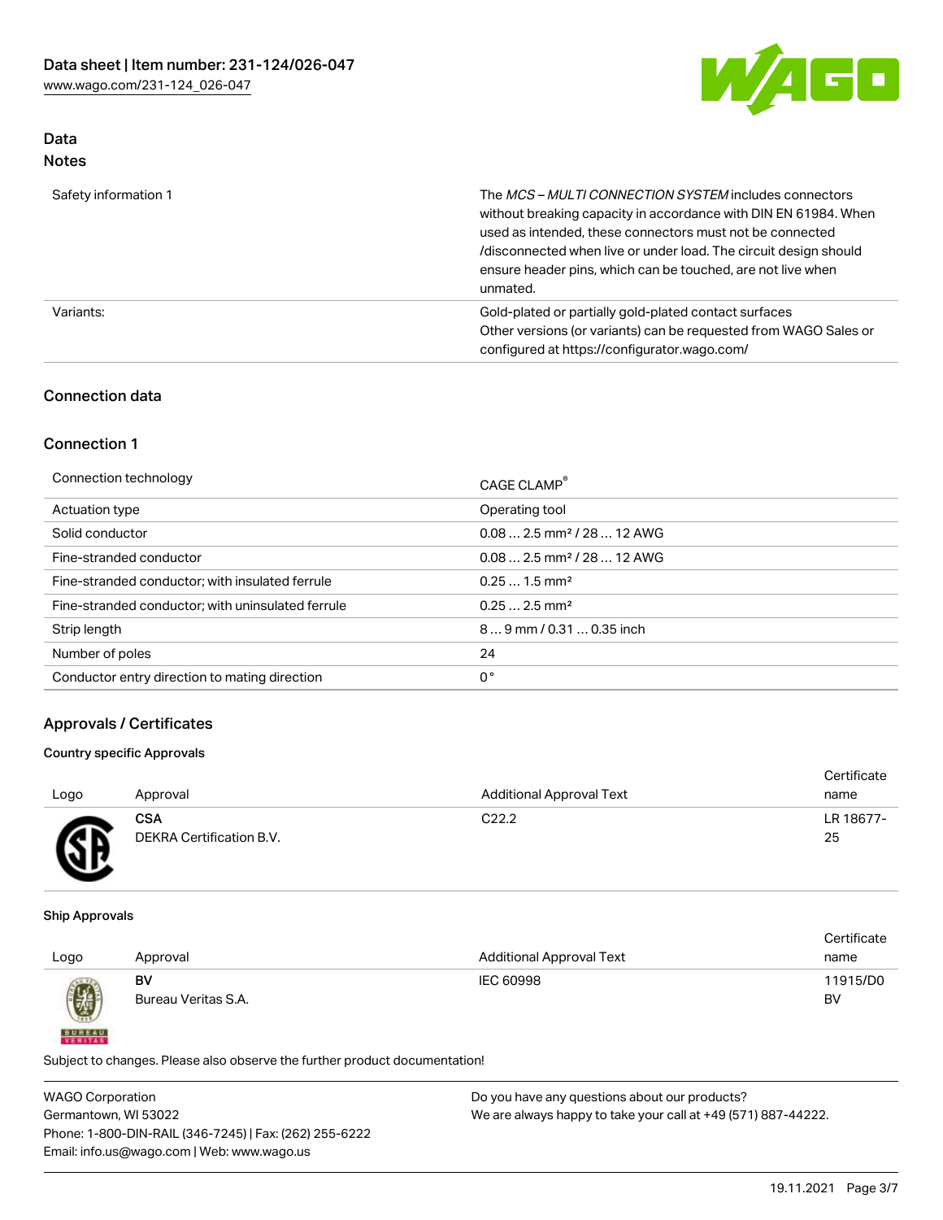## Data
### Notes

| | |
|---|---|
| Safety information 1 | The *MCS – MULTI CONNECTION SYSTEM* includes connectors without breaking capacity in accordance with DIN EN 61984. When used as intended, these connectors must not be connected /disconnected when live or under load. The circuit design should ensure header pins, which can be touched, are not live when unmated. |
| Variants: | Gold-plated or partially gold-plated contact surfaces<br>Other versions (or variants) can be requested from WAGO Sales or configured at https://configurator.wago.com/ |

## Connection data

### Connection 1

| | |
|---|---|
| Connection technology | CAGE CLAMP® |
| Actuation type | Operating tool |
| Solid conductor | 0.08 … 2.5 mm² / 28 … 12 AWG |
| Fine-stranded conductor | 0.08 … 2.5 mm² / 28 … 12 AWG |
| Fine-stranded conductor; with insulated ferrule | 0.25 … 1.5 mm² |
| Fine-stranded conductor; with uninsulated ferrule | 0.25 … 2.5 mm² |
| Strip length | 8 … 9 mm / 0.31 … 0.35 inch |
| Number of poles | 24 |
| Conductor entry direction to mating direction | 0 ° |

## Approvals / Certificates

#### Country specific Approvals

| Logo | Approval | Additional Approval Text | Certificate name |
|---|---|---|---|
| | **CSA**<br>DEKRA Certification B.V. | C22.2 | LR 18677-25 |

#### Ship Approvals

| Logo | Approval | Additional Approval Text | Certificate name |
|---|---|---|---|
| | **BV**<br>Bureau Veritas S.A. | IEC 60998 | 11915/D0 BV |

Subject to changes. Please also observe the further product documentation!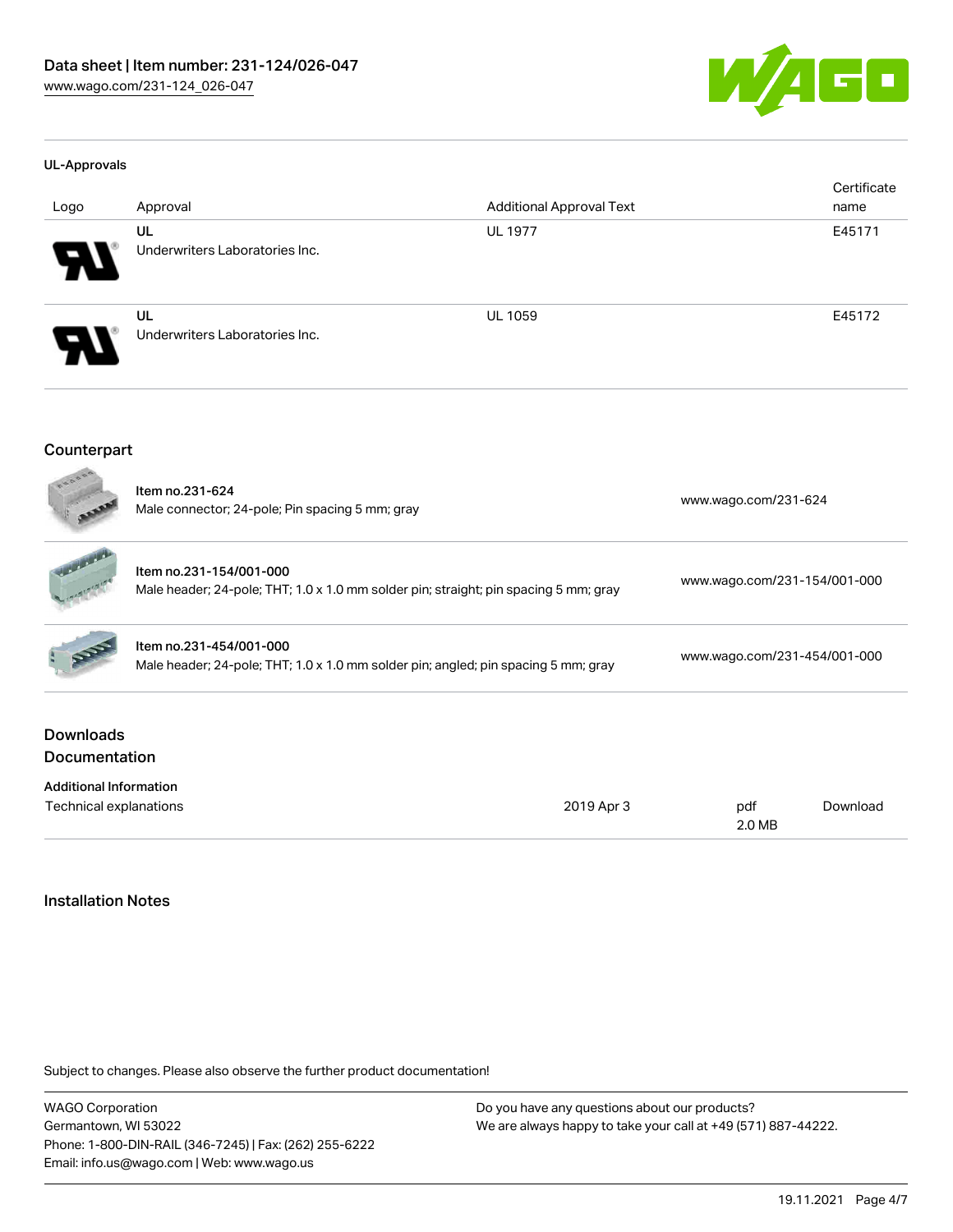### UL-Approvals

| Logo | Approval | Additional Approval Text | Certificate name |
| --- | --- | --- | --- |
| | UL<br>Underwriters Laboratories Inc. | UL 1977 | E45171 |
| | UL<br>Underwriters Laboratories Inc. | UL 1059 | E45172 |

## Counterpart

| | Item | Link |
| --- | --- | --- |
| | **Item no.231-624**<br>Male connector; 24-pole; Pin spacing 5 mm; gray | www.wago.com/231-624 |
| | **Item no.231-154/001-000**<br>Male header; 24-pole; THT; 1.0 x 1.0 mm solder pin; straight; pin spacing 5 mm; gray | www.wago.com/231-154/001-000 |
| | **Item no.231-454/001-000**<br>Male header; 24-pole; THT; 1.0 x 1.0 mm solder pin; angled; pin spacing 5 mm; gray | www.wago.com/231-454/001-000 |

## Downloads
## Documentation

### Additional Information

| | | | |
| --- | --- | --- | --- |
| Technical explanations | 2019 Apr 3 | pdf<br>2.0 MB | Download |

## Installation Notes

Subject to changes. Please also observe the further product documentation!

WAGO Corporation
Germantown, WI 53022
Phone: 1-800-DIN-RAIL (346-7245) | Fax: (262) 255-6222
Email: info.us@wago.com | Web: www.wago.us

Do you have any questions about our products?
We are always happy to take your call at +49 (571) 887-44222.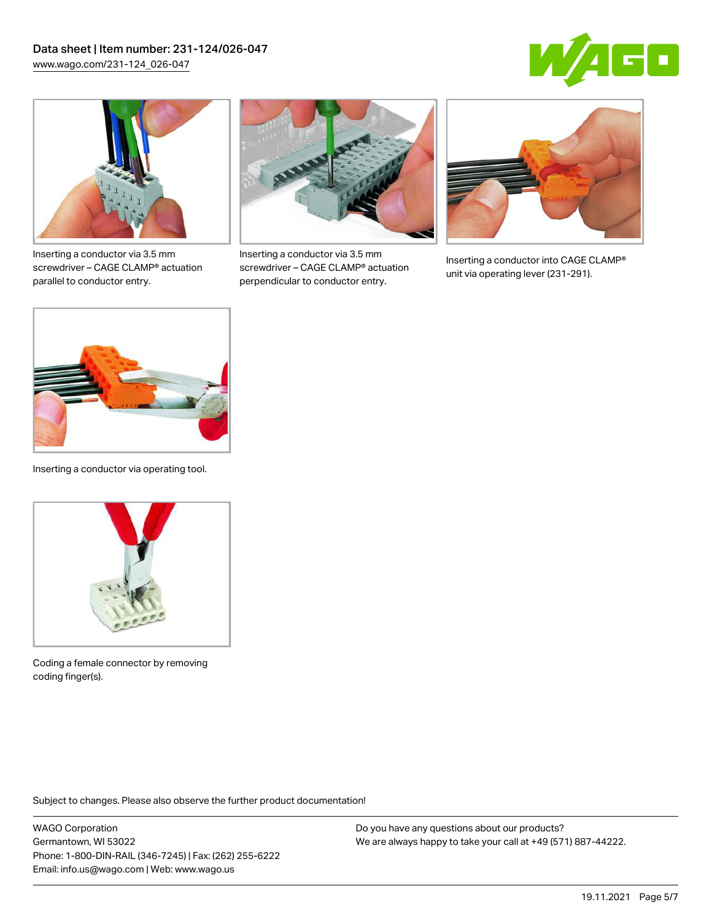Inserting a conductor via 3.5 mm screwdriver – CAGE CLAMP® actuation parallel to conductor entry.

Inserting a conductor via 3.5 mm screwdriver – CAGE CLAMP® actuation perpendicular to conductor entry.

Inserting a conductor into CAGE CLAMP® unit via operating lever (231-291).

Inserting a conductor via operating tool.

Coding a female connector by removing coding finger(s).

Subject to changes. Please also observe the further product documentation!

WAGO Corporation
Germantown, WI 53022
Phone: 1-800-DIN-RAIL (346-7245) | Fax: (262) 255-6222
Email: info.us@wago.com | Web: www.wago.us

Do you have any questions about our products?
We are always happy to take your call at +49 (571) 887-44222.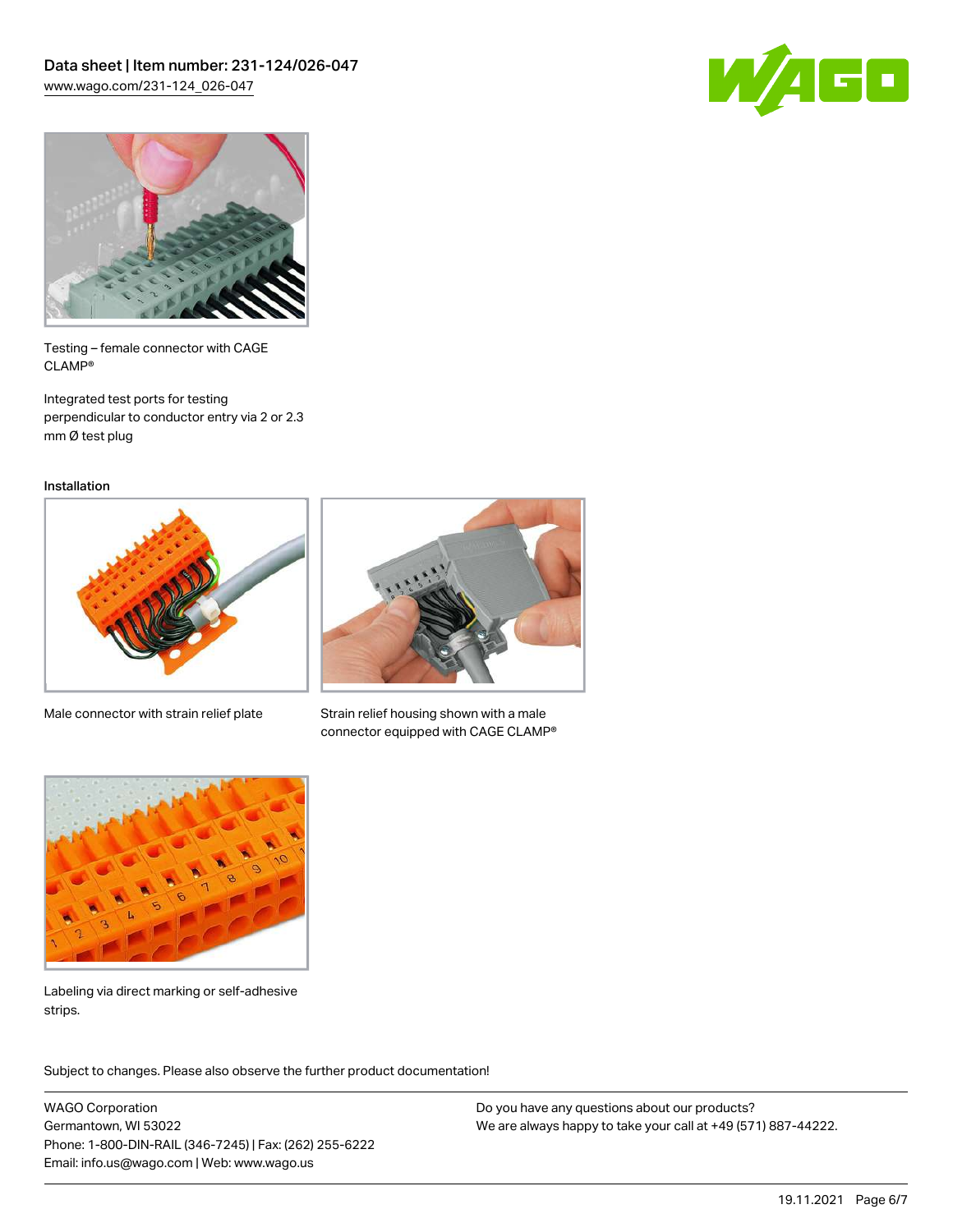Testing – female connector with CAGE CLAMP®

Integrated test ports for testing perpendicular to conductor entry via 2 or 2.3 mm Ø test plug

Installation

Male connector with strain relief plate

Strain relief housing shown with a male connector equipped with CAGE CLAMP®

Labeling via direct marking or self-adhesive strips.

Subject to changes. Please also observe the further product documentation!

WAGO Corporation
Germantown, WI 53022
Phone: 1-800-DIN-RAIL (346-7245) | Fax: (262) 255-6222
Email: info.us@wago.com | Web: www.wago.us

Do you have any questions about our products?
We are always happy to take your call at +49 (571) 887-44222.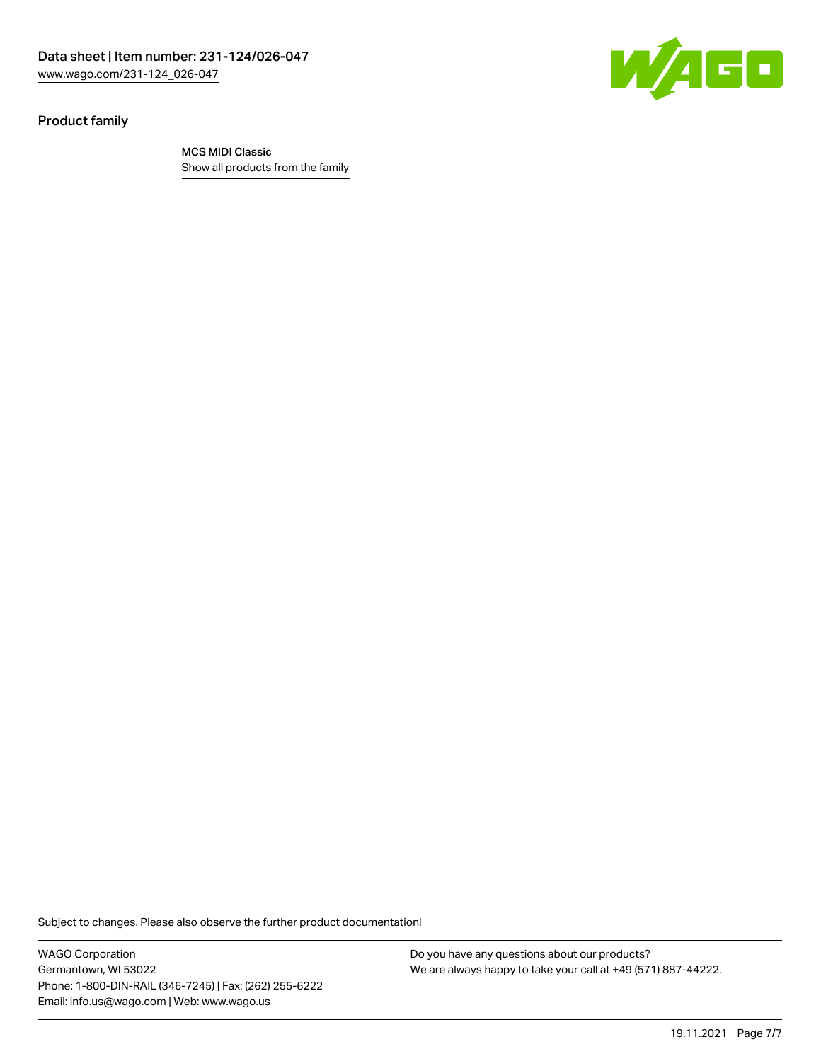## Product family

MCS MIDI Classic
Show all products from the family

Subject to changes. Please also observe the further product documentation!

WAGO Corporation
Germantown, WI 53022
Phone: 1-800-DIN-RAIL (346-7245) | Fax: (262) 255-6222
Email: info.us@wago.com | Web: www.wago.us

Do you have any questions about our products?
We are always happy to take your call at +49 (571) 887-44222.